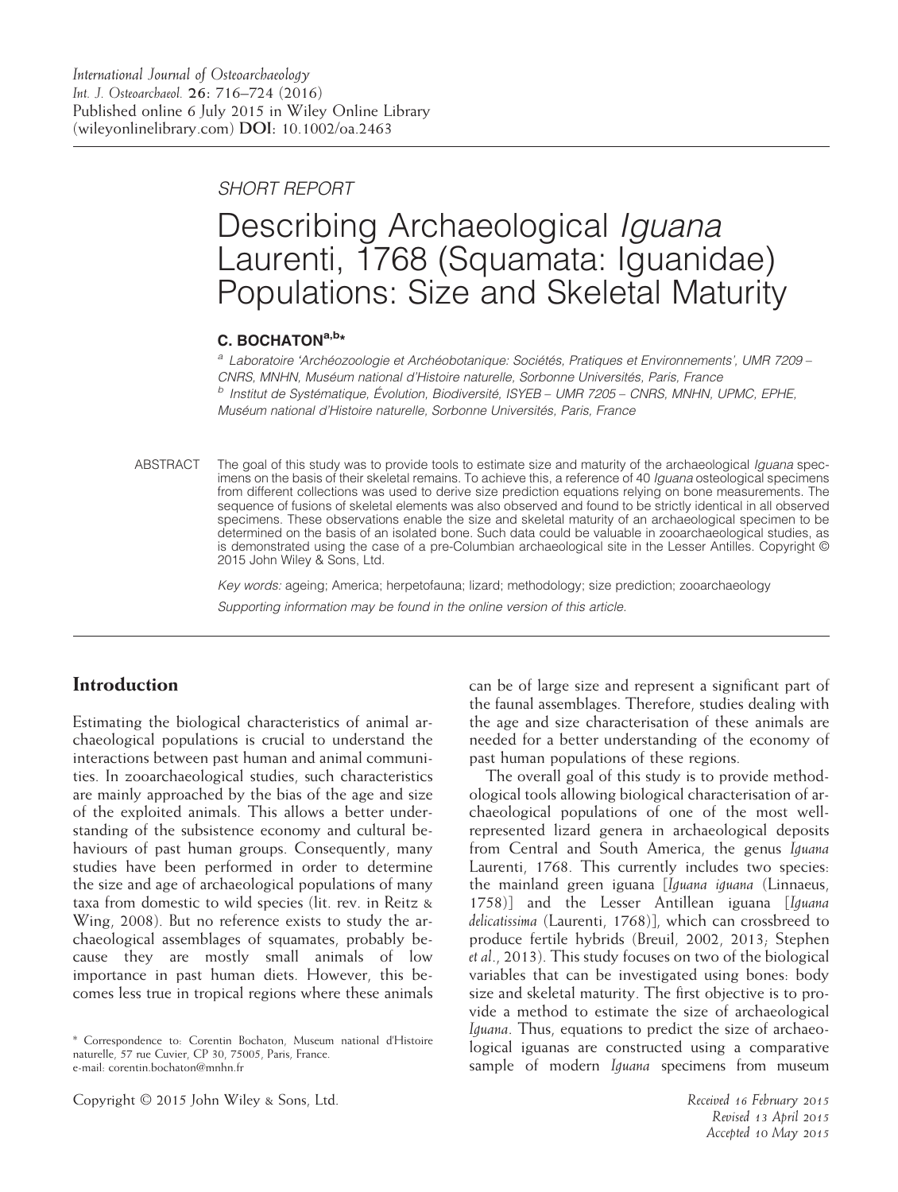International Journal of Osteoarchaeology
Int. J. Osteoarchaeol. 26: 716–724 (2016)
Published online 6 July 2015 in Wiley Online Library (wileyonlinelibrary.com) DOI: 10.1002/oa.2463

SHORT REPORT

# Describing Archaeological *Iguana* Laurenti, 1768 (Squamata: Iguanidae) Populations: Size and Skeletal Maturity

**C. BOCHATON[a,b]***

[a] Laboratoire 'Archéozoologie et Archéobotanique: Sociétés, Pratiques et Environnements', UMR 7209 – CNRS, MNHN, Muséum national d'Histoire naturelle, Sorbonne Universités, Paris, France
[b] Institut de Systématique, Évolution, Biodiversité, ISYEB – UMR 7205 – CNRS, MNHN, UPMC, EPHE, Muséum national d'Histoire naturelle, Sorbonne Universités, Paris, France

ABSTRACT The goal of this study was to provide tools to estimate size and maturity of the archaeological *Iguana* specimens on the basis of their skeletal remains. To achieve this, a reference of 40 *Iguana* osteological specimens from different collections was used to derive size prediction equations relying on bone measurements. The sequence of fusions of skeletal elements was also observed and found to be strictly identical in all observed specimens. These observations enable the size and skeletal maturity of an archaeological specimen to be determined on the basis of an isolated bone. Such data could be valuable in zooarchaeological studies, as is demonstrated using the case of a pre-Columbian archaeological site in the Lesser Antilles. Copyright © 2015 John Wiley & Sons, Ltd.

*Key words:* ageing; America; herpetofauna; lizard; methodology; size prediction; zooarchaeology

*Supporting information may be found in the online version of this article.*

## Introduction

Estimating the biological characteristics of animal archaeological populations is crucial to understand the interactions between past human and animal communities. In zooarchaeological studies, such characteristics are mainly approached by the bias of the age and size of the exploited animals. This allows a better understanding of the subsistence economy and cultural behaviours of past human groups. Consequently, many studies have been performed in order to determine the size and age of archaeological populations of many taxa from domestic to wild species (lit. rev. in Reitz & Wing, 2008). But no reference exists to study the archaeological assemblages of squamates, probably because they are mostly small animals of low importance in past human diets. However, this becomes less true in tropical regions where these animals can be of large size and represent a significant part of the faunal assemblages. Therefore, studies dealing with the age and size characterisation of these animals are needed for a better understanding of the economy of past human populations of these regions.

The overall goal of this study is to provide methodological tools allowing biological characterisation of archaeological populations of one of the most well-represented lizard genera in archaeological deposits from Central and South America, the genus *Iguana* Laurenti, 1768. This currently includes two species: the mainland green iguana [*Iguana iguana* (Linnaeus, 1758)] and the Lesser Antillean iguana [*Iguana delicatissima* (Laurenti, 1768)], which can crossbreed to produce fertile hybrids (Breuil, 2002, 2013; Stephen *et al.*, 2013). This study focuses on two of the biological variables that can be investigated using bones: body size and skeletal maturity. The first objective is to provide a method to estimate the size of archaeological *Iguana*. Thus, equations to predict the size of archaeological iguanas are constructed using a comparative sample of modern *Iguana* specimens from museum

\* Correspondence to: Corentin Bochaton, Museum national d'Histoire naturelle, 57 rue Cuvier, CP 30, 75005, Paris, France.
e-mail: corentin.bochaton@mnhn.fr

Copyright © 2015 John Wiley & Sons, Ltd.

*Received 16 February 2015*
*Revised 13 April 2015*
*Accepted 10 May 2015*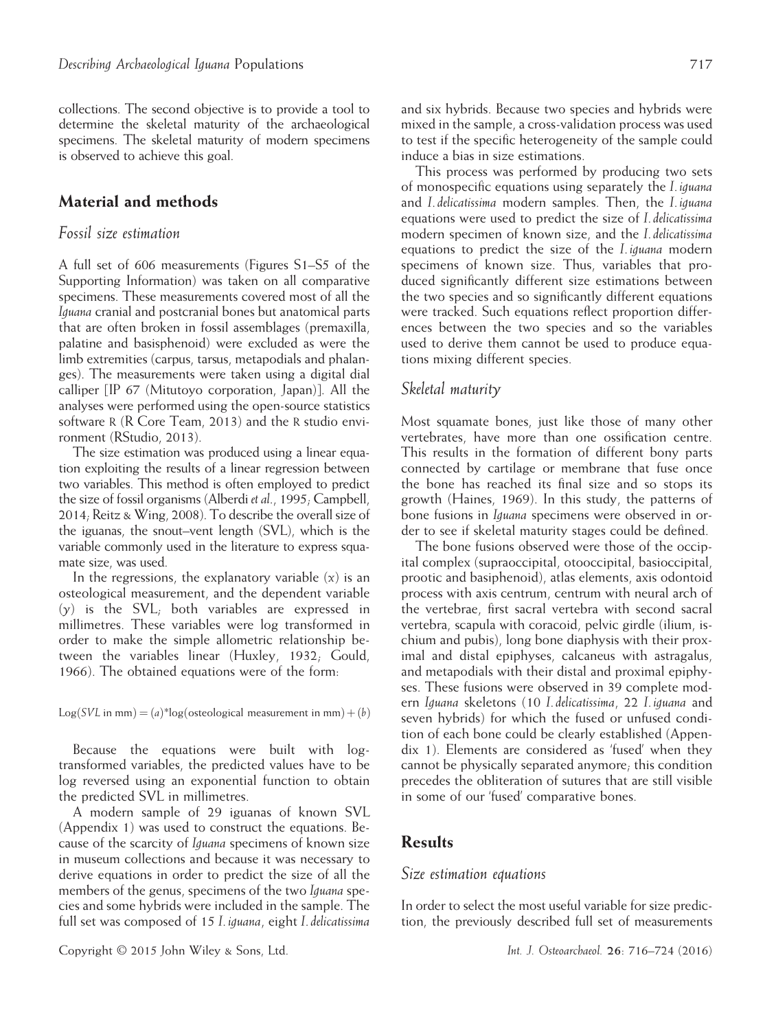collections. The second objective is to provide a tool to determine the skeletal maturity of the archaeological specimens. The skeletal maturity of modern specimens is observed to achieve this goal.

## Material and methods

### Fossil size estimation

A full set of 606 measurements (Figures S1–S5 of the Supporting Information) was taken on all comparative specimens. These measurements covered most of all the *Iguana* cranial and postcranial bones but anatomical parts that are often broken in fossil assemblages (premaxilla, palatine and basisphenoid) were excluded as were the limb extremities (carpus, tarsus, metapodials and phalanges). The measurements were taken using a digital dial calliper [IP 67 (Mitutoyo corporation, Japan)]. All the analyses were performed using the open-source statistics software R (R Core Team, 2013) and the R studio environment (RStudio, 2013).

The size estimation was produced using a linear equation exploiting the results of a linear regression between two variables. This method is often employed to predict the size of fossil organisms (Alberdi *et al.*, 1995; Campbell, 2014; Reitz & Wing, 2008). To describe the overall size of the iguanas, the snout–vent length (SVL), which is the variable commonly used in the literature to express squamate size, was used.

In the regressions, the explanatory variable ($x$) is an osteological measurement, and the dependent variable ($y$) is the SVL; both variables are expressed in millimetres. These variables were log transformed in order to make the simple allometric relationship between the variables linear (Huxley, 1932; Gould, 1966). The obtained equations were of the form:

$$\text{Log}(SVL \text{ in mm}) = (a)^{*}\log(\text{osteological measurement in mm}) + (b)$$

Because the equations were built with log-transformed variables, the predicted values have to be log reversed using an exponential function to obtain the predicted SVL in millimetres.

A modern sample of 29 iguanas of known SVL (Appendix 1) was used to construct the equations. Because of the scarcity of *Iguana* specimens of known size in museum collections and because it was necessary to derive equations in order to predict the size of all the members of the genus, specimens of the two *Iguana* species and some hybrids were included in the sample. The full set was composed of 15 *I. iguana*, eight *I. delicatissima* and six hybrids. Because two species and hybrids were mixed in the sample, a cross-validation process was used to test if the specific heterogeneity of the sample could induce a bias in size estimations.

This process was performed by producing two sets of monospecific equations using separately the *I. iguana* and *I. delicatissima* modern samples. Then, the *I. iguana* equations were used to predict the size of *I. delicatissima* modern specimen of known size, and the *I. delicatissima* equations to predict the size of the *I. iguana* modern specimens of known size. Thus, variables that produced significantly different size estimations between the two species and so significantly different equations were tracked. Such equations reflect proportion differences between the two species and so the variables used to derive them cannot be used to produce equations mixing different species.

### Skeletal maturity

Most squamate bones, just like those of many other vertebrates, have more than one ossification centre. This results in the formation of different bony parts connected by cartilage or membrane that fuse once the bone has reached its final size and so stops its growth (Haines, 1969). In this study, the patterns of bone fusions in *Iguana* specimens were observed in order to see if skeletal maturity stages could be defined.

The bone fusions observed were those of the occipital complex (supraoccipital, otooccipital, basioccipital, prootic and basiphenoid), atlas elements, axis odontoid process with axis centrum, centrum with neural arch of the vertebrae, first sacral vertebra with second sacral vertebra, scapula with coracoid, pelvic girdle (ilium, ischium and pubis), long bone diaphysis with their proximal and distal epiphyses, calcaneus with astragalus, and metapodials with their distal and proximal epiphyses. These fusions were observed in 39 complete modern *Iguana* skeletons (10 *I. delicatissima*, 22 *I. iguana* and seven hybrids) for which the fused or unfused condition of each bone could be clearly established (Appendix 1). Elements are considered as 'fused' when they cannot be physically separated anymore; this condition precedes the obliteration of sutures that are still visible in some of our 'fused' comparative bones.

## Results

### Size estimation equations

In order to select the most useful variable for size prediction, the previously described full set of measurements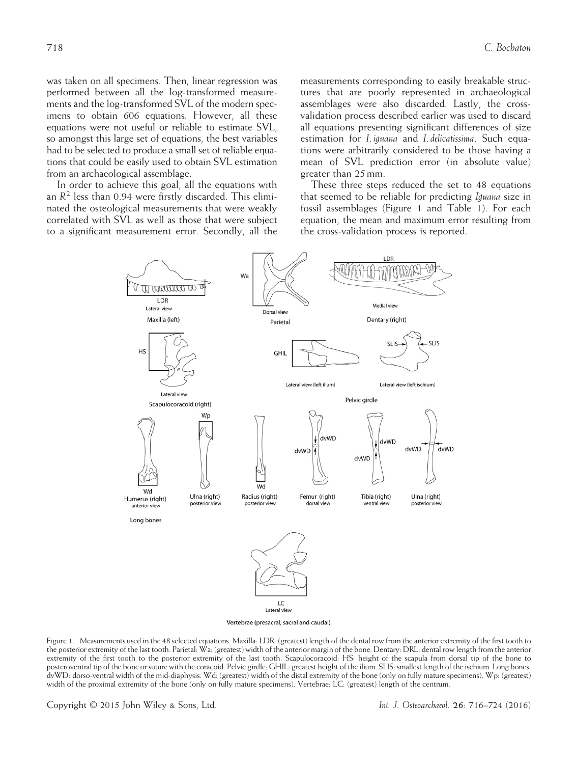was taken on all specimens. Then, linear regression was performed between all the log-transformed measurements and the log-transformed SVL of the modern specimens to obtain 606 equations. However, all these equations were not useful or reliable to estimate SVL, so amongst this large set of equations, the best variables had to be selected to produce a small set of reliable equations that could be easily used to obtain SVL estimation from an archaeological assemblage.

In order to achieve this goal, all the equations with an $R^2$ less than 0.94 were firstly discarded. This eliminated the osteological measurements that were weakly correlated with SVL as well as those that were subject to a significant measurement error. Secondly, all the measurements corresponding to easily breakable structures that are poorly represented in archaeological assemblages were also discarded. Lastly, the cross-validation process described earlier was used to discard all equations presenting significant differences of size estimation for *I. iguana* and *I. delicatissima*. Such equations were arbitrarily considered to be those having a mean of SVL prediction error (in absolute value) greater than 25 mm.

These three steps reduced the set to 48 equations that seemed to be reliable for predicting *Iguana* size in fossil assemblages (Figure 1 and Table 1). For each equation, the mean and maximum error resulting from the cross-validation process is reported.

Figure 1. Measurements used in the 48 selected equations. Maxilla: LDR: (greatest) length of the dental row from the anterior extremity of the first tooth to the posterior extremity of the last tooth. Parietal: Wa: (greatest) width of the anterior margin of the bone. Dentary: DRL: dental row length from the anterior extremity of the first tooth to the posterior extremity of the last tooth. Scapulocoracoid: HS: height of the scapula from dorsal tip of the bone to posteroventral tip of the bone or suture with the coracoid. Pelvic girdle: GHIL: greatest height of the ilium. SLIS: smallest length of the ischium. Long bones: dvWD: dorso-ventral width of the mid-diaphysis. Wd: (greatest) width of the distal extremity of the bone (only on fully mature specimens). Wp: (greatest) width of the proximal extremity of the bone (only on fully mature specimens). Vertebrae: LC: (greatest) length of the centrum.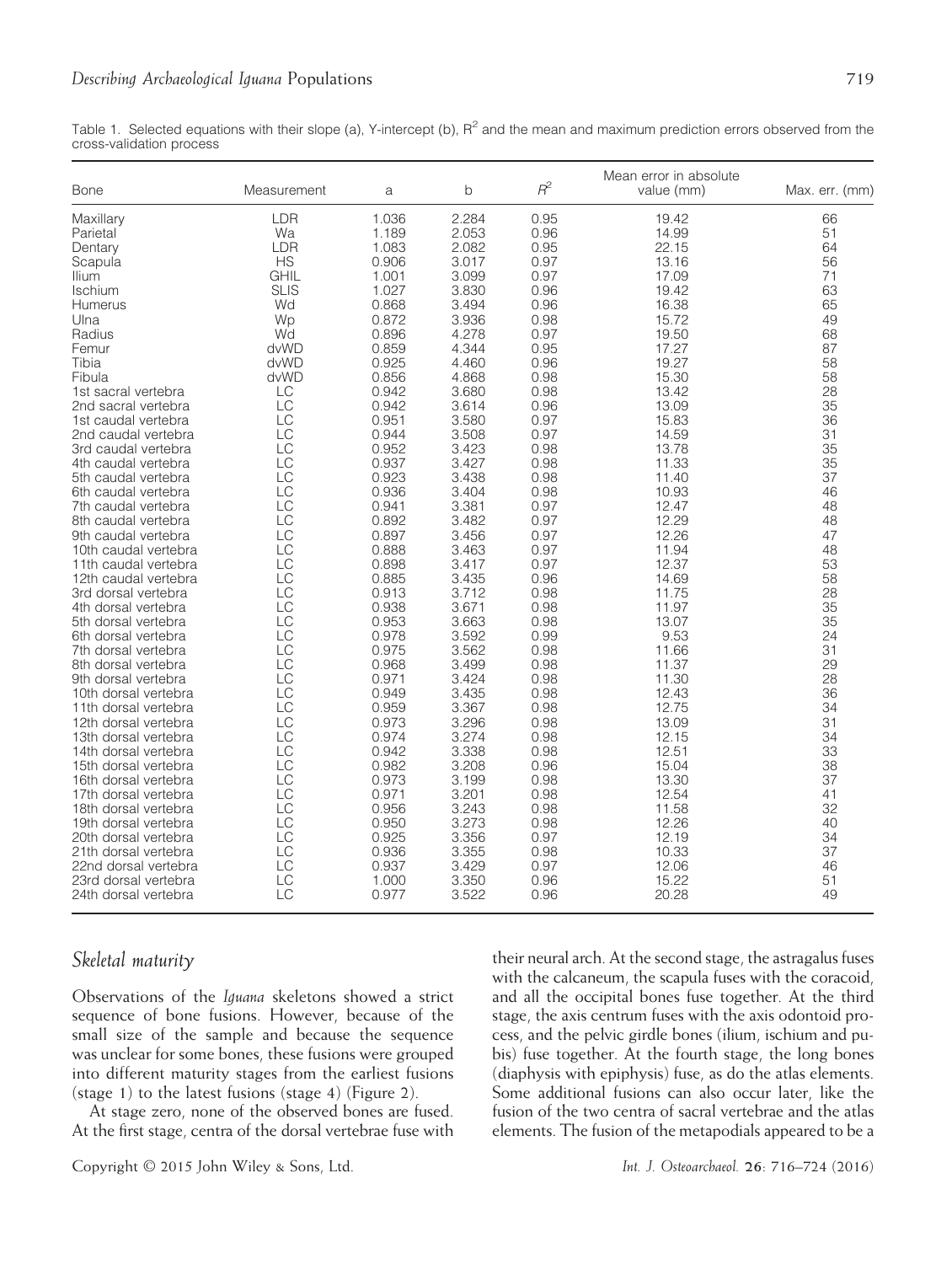Table 1. Selected equations with their slope (a), Y-intercept (b), $R^2$ and the mean and maximum prediction errors observed from the cross-validation process

| Bone | Measurement | a | b | $R^2$ | Mean error in absolute value (mm) | Max. err. (mm) |
|---|---|---|---|---|---|---|
| Maxillary | LDR | 1.036 | 2.284 | 0.95 | 19.42 | 66 |
| Parietal | Wa | 1.189 | 2.053 | 0.96 | 14.99 | 51 |
| Dentary | LDR | 1.083 | 2.082 | 0.95 | 22.15 | 64 |
| Scapula | HS | 0.906 | 3.017 | 0.97 | 13.16 | 56 |
| Ilium | GHIL | 1.001 | 3.099 | 0.97 | 17.09 | 71 |
| Ischium | SLIS | 1.027 | 3.830 | 0.96 | 19.42 | 63 |
| Humerus | Wd | 0.868 | 3.494 | 0.96 | 16.38 | 65 |
| Ulna | Wp | 0.872 | 3.936 | 0.98 | 15.72 | 49 |
| Radius | Wd | 0.896 | 4.278 | 0.97 | 19.50 | 68 |
| Femur | dvWD | 0.859 | 4.344 | 0.95 | 17.27 | 87 |
| Tibia | dvWD | 0.925 | 4.460 | 0.96 | 19.27 | 58 |
| Fibula | dvWD | 0.856 | 4.868 | 0.98 | 15.30 | 58 |
| 1st sacral vertebra | LC | 0.942 | 3.680 | 0.98 | 13.42 | 28 |
| 2nd sacral vertebra | LC | 0.942 | 3.614 | 0.96 | 13.09 | 35 |
| 1st caudal vertebra | LC | 0.951 | 3.580 | 0.97 | 15.83 | 36 |
| 2nd caudal vertebra | LC | 0.944 | 3.508 | 0.97 | 14.59 | 31 |
| 3rd caudal vertebra | LC | 0.952 | 3.423 | 0.98 | 13.78 | 35 |
| 4th caudal vertebra | LC | 0.937 | 3.427 | 0.98 | 11.33 | 35 |
| 5th caudal vertebra | LC | 0.923 | 3.438 | 0.98 | 11.40 | 37 |
| 6th caudal vertebra | LC | 0.936 | 3.404 | 0.98 | 10.93 | 46 |
| 7th caudal vertebra | LC | 0.941 | 3.381 | 0.97 | 12.47 | 48 |
| 8th caudal vertebra | LC | 0.892 | 3.482 | 0.97 | 12.29 | 48 |
| 9th caudal vertebra | LC | 0.897 | 3.456 | 0.97 | 12.26 | 47 |
| 10th caudal vertebra | LC | 0.888 | 3.463 | 0.97 | 11.94 | 48 |
| 11th caudal vertebra | LC | 0.898 | 3.417 | 0.97 | 12.37 | 53 |
| 12th caudal vertebra | LC | 0.885 | 3.435 | 0.96 | 14.69 | 58 |
| 3rd dorsal vertebra | LC | 0.913 | 3.712 | 0.98 | 11.75 | 28 |
| 4th dorsal vertebra | LC | 0.938 | 3.671 | 0.98 | 11.97 | 35 |
| 5th dorsal vertebra | LC | 0.953 | 3.663 | 0.98 | 13.07 | 35 |
| 6th dorsal vertebra | LC | 0.978 | 3.592 | 0.99 | 9.53 | 24 |
| 7th dorsal vertebra | LC | 0.975 | 3.562 | 0.98 | 11.66 | 31 |
| 8th dorsal vertebra | LC | 0.968 | 3.499 | 0.98 | 11.37 | 29 |
| 9th dorsal vertebra | LC | 0.971 | 3.424 | 0.98 | 11.30 | 28 |
| 10th dorsal vertebra | LC | 0.949 | 3.435 | 0.98 | 12.43 | 36 |
| 11th dorsal vertebra | LC | 0.959 | 3.367 | 0.98 | 12.75 | 34 |
| 12th dorsal vertebra | LC | 0.973 | 3.296 | 0.98 | 13.09 | 31 |
| 13th dorsal vertebra | LC | 0.974 | 3.274 | 0.98 | 12.15 | 34 |
| 14th dorsal vertebra | LC | 0.942 | 3.338 | 0.98 | 12.51 | 33 |
| 15th dorsal vertebra | LC | 0.982 | 3.208 | 0.96 | 15.04 | 38 |
| 16th dorsal vertebra | LC | 0.973 | 3.199 | 0.98 | 13.30 | 37 |
| 17th dorsal vertebra | LC | 0.971 | 3.201 | 0.98 | 12.54 | 41 |
| 18th dorsal vertebra | LC | 0.956 | 3.243 | 0.98 | 11.58 | 32 |
| 19th dorsal vertebra | LC | 0.950 | 3.273 | 0.98 | 12.26 | 40 |
| 20th dorsal vertebra | LC | 0.925 | 3.356 | 0.97 | 12.19 | 34 |
| 21th dorsal vertebra | LC | 0.936 | 3.355 | 0.98 | 10.33 | 37 |
| 22nd dorsal vertebra | LC | 0.937 | 3.429 | 0.97 | 12.06 | 46 |
| 23rd dorsal vertebra | LC | 1.000 | 3.350 | 0.96 | 15.22 | 51 |
| 24th dorsal vertebra | LC | 0.977 | 3.522 | 0.96 | 20.28 | 49 |

## *Skeletal maturity*

Observations of the *Iguana* skeletons showed a strict sequence of bone fusions. However, because of the small size of the sample and because the sequence was unclear for some bones, these fusions were grouped into different maturity stages from the earliest fusions (stage 1) to the latest fusions (stage 4) (Figure 2).

At stage zero, none of the observed bones are fused. At the first stage, centra of the dorsal vertebrae fuse with their neural arch. At the second stage, the astragalus fuses with the calcaneum, the scapula fuses with the coracoid, and all the occipital bones fuse together. At the third stage, the axis centrum fuses with the axis odontoid process, and the pelvic girdle bones (ilium, ischium and pubis) fuse together. At the fourth stage, the long bones (diaphysis with epiphysis) fuse, as do the atlas elements. Some additional fusions can also occur later, like the fusion of the two centra of sacral vertebrae and the atlas elements. The fusion of the metapodials appeared to be a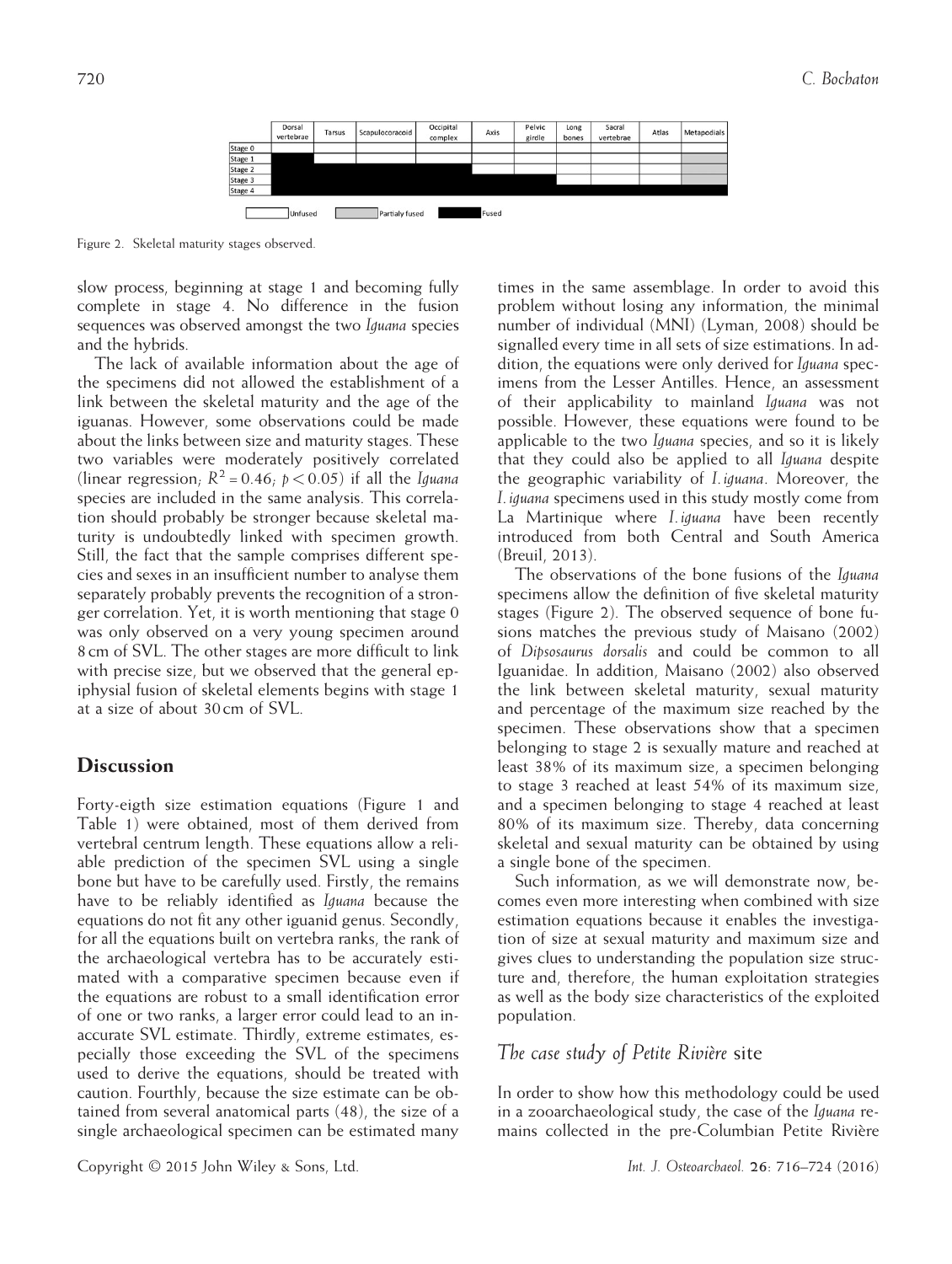| | Dorsal vertebrae | Tarsus | Scapulocoracoid | Occipital complex | Axis | Pelvic girdle | Long bones | Sacral vertebrae | Atlas | Metapodials |
|---|---|---|---|---|---|---|---|---|---|---|
| Stage 0 | Unfused | Unfused | Unfused | Unfused | Unfused | Unfused | Unfused | Unfused | Unfused | Unfused |
| Stage 1 | Fused | Unfused | Unfused | Unfused | Unfused | Unfused | Unfused | Unfused | Unfused | Partially fused |
| Stage 2 | Fused | Fused | Fused | Fused | Unfused | Unfused | Unfused | Unfused | Unfused | Partially fused |
| Stage 3 | Fused | Fused | Fused | Fused | Fused | Fused | Unfused | Unfused | Unfused | Partially fused |
| Stage 4 | Fused | Fused | Fused | Fused | Fused | Fused | Fused | Fused | Fused | Fused |

Figure 2. Skeletal maturity stages observed.

slow process, beginning at stage 1 and becoming fully complete in stage 4. No difference in the fusion sequences was observed amongst the two *Iguana* species and the hybrids.

The lack of available information about the age of the specimens did not allowed the establishment of a link between the skeletal maturity and the age of the iguanas. However, some observations could be made about the links between size and maturity stages. These two variables were moderately positively correlated (linear regression; $R^2 = 0.46$; $p < 0.05$) if all the *Iguana* species are included in the same analysis. This correlation should probably be stronger because skeletal maturity is undoubtedly linked with specimen growth. Still, the fact that the sample comprises different species and sexes in an insufficient number to analyse them separately probably prevents the recognition of a stronger correlation. Yet, it is worth mentioning that stage 0 was only observed on a very young specimen around 8 cm of SVL. The other stages are more difficult to link with precise size, but we observed that the general epiphysial fusion of skeletal elements begins with stage 1 at a size of about 30 cm of SVL.

## Discussion

Forty-eigth size estimation equations (Figure 1 and Table 1) were obtained, most of them derived from vertebral centrum length. These equations allow a reliable prediction of the specimen SVL using a single bone but have to be carefully used. Firstly, the remains have to be reliably identified as *Iguana* because the equations do not fit any other iguanid genus. Secondly, for all the equations built on vertebra ranks, the rank of the archaeological vertebra has to be accurately estimated with a comparative specimen because even if the equations are robust to a small identification error of one or two ranks, a larger error could lead to an inaccurate SVL estimate. Thirdly, extreme estimates, especially those exceeding the SVL of the specimens used to derive the equations, should be treated with caution. Fourthly, because the size estimate can be obtained from several anatomical parts (48), the size of a single archaeological specimen can be estimated many times in the same assemblage. In order to avoid this problem without losing any information, the minimal number of individual (MNI) (Lyman, 2008) should be signalled every time in all sets of size estimations. In addition, the equations were only derived for *Iguana* specimens from the Lesser Antilles. Hence, an assessment of their applicability to mainland *Iguana* was not possible. However, these equations were found to be applicable to the two *Iguana* species, and so it is likely that they could also be applied to all *Iguana* despite the geographic variability of *I. iguana*. Moreover, the *I. iguana* specimens used in this study mostly come from La Martinique where *I. iguana* have been recently introduced from both Central and South America (Breuil, 2013).

The observations of the bone fusions of the *Iguana* specimens allow the definition of five skeletal maturity stages (Figure 2). The observed sequence of bone fusions matches the previous study of Maisano (2002) of *Dipsosaurus dorsalis* and could be common to all Iguanidae. In addition, Maisano (2002) also observed the link between skeletal maturity, sexual maturity and percentage of the maximum size reached by the specimen. These observations show that a specimen belonging to stage 2 is sexually mature and reached at least 38% of its maximum size, a specimen belonging to stage 3 reached at least 54% of its maximum size, and a specimen belonging to stage 4 reached at least 80% of its maximum size. Thereby, data concerning skeletal and sexual maturity can be obtained by using a single bone of the specimen.

Such information, as we will demonstrate now, becomes even more interesting when combined with size estimation equations because it enables the investigation of size at sexual maturity and maximum size and gives clues to understanding the population size structure and, therefore, the human exploitation strategies as well as the body size characteristics of the exploited population.

### *The case study of Petite Rivière* site

In order to show how this methodology could be used in a zooarchaeological study, the case of the *Iguana* remains collected in the pre-Columbian Petite Rivière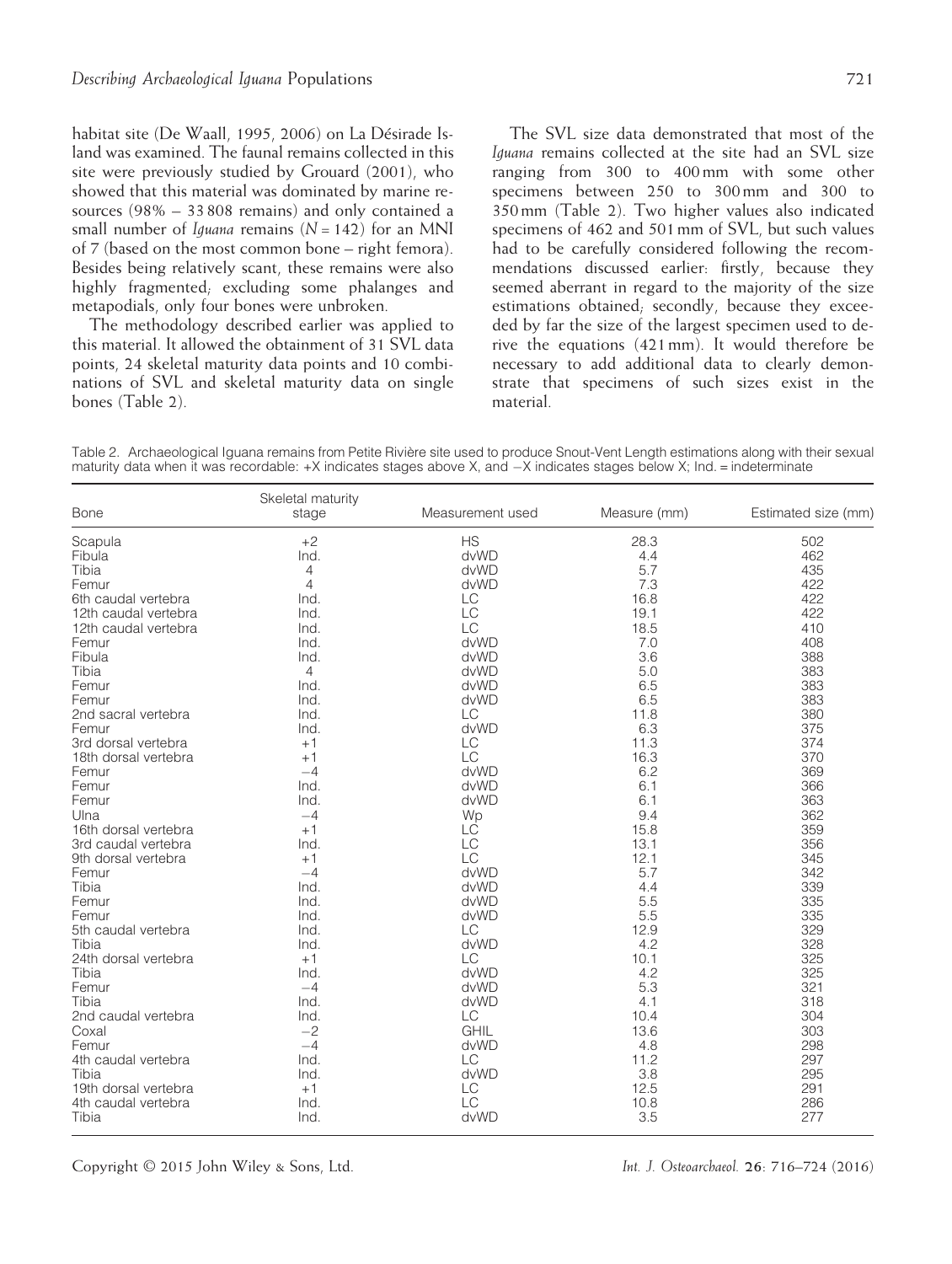habitat site (De Waall, 1995, 2006) on La Désirade Island was examined. The faunal remains collected in this site were previously studied by Grouard (2001), who showed that this material was dominated by marine resources (98% – 33 808 remains) and only contained a small number of *Iguana* remains ($N = 142$) for an MNI of 7 (based on the most common bone – right femora). Besides being relatively scant, these remains were also highly fragmented; excluding some phalanges and metapodials, only four bones were unbroken.

The methodology described earlier was applied to this material. It allowed the obtainment of 31 SVL data points, 24 skeletal maturity data points and 10 combinations of SVL and skeletal maturity data on single bones (Table 2).

The SVL size data demonstrated that most of the *Iguana* remains collected at the site had an SVL size ranging from 300 to 400 mm with some other specimens between 250 to 300 mm and 300 to 350 mm (Table 2). Two higher values also indicated specimens of 462 and 501 mm of SVL, but such values had to be carefully considered following the recommendations discussed earlier: firstly, because they seemed aberrant in regard to the majority of the size estimations obtained; secondly, because they exceeded by far the size of the largest specimen used to derive the equations (421 mm). It would therefore be necessary to add additional data to clearly demonstrate that specimens of such sizes exist in the material.

Table 2. Archaeological Iguana remains from Petite Rivière site used to produce Snout-Vent Length estimations along with their sexual maturity data when it was recordable: +X indicates stages above X, and −X indicates stages below X; Ind. = indeterminate

| Bone | Skeletal maturity stage | Measurement used | Measure (mm) | Estimated size (mm) |
|---|---|---|---|---|
| Scapula | +2 | HS | 28.3 | 502 |
| Fibula | Ind. | dvWD | 4.4 | 462 |
| Tibia | 4 | dvWD | 5.7 | 435 |
| Femur | 4 | dvWD | 7.3 | 422 |
| 6th caudal vertebra | Ind. | LC | 16.8 | 422 |
| 12th caudal vertebra | Ind. | LC | 19.1 | 422 |
| 12th caudal vertebra | Ind. | LC | 18.5 | 410 |
| Femur | Ind. | dvWD | 7.0 | 408 |
| Fibula | Ind. | dvWD | 3.6 | 388 |
| Tibia | 4 | dvWD | 5.0 | 383 |
| Femur | Ind. | dvWD | 6.5 | 383 |
| Femur | Ind. | dvWD | 6.5 | 383 |
| 2nd sacral vertebra | Ind. | LC | 11.8 | 380 |
| Femur | Ind. | dvWD | 6.3 | 375 |
| 3rd dorsal vertebra | +1 | LC | 11.3 | 374 |
| 18th dorsal vertebra | +1 | LC | 16.3 | 370 |
| Femur | −4 | dvWD | 6.2 | 369 |
| Femur | Ind. | dvWD | 6.1 | 366 |
| Femur | Ind. | dvWD | 6.1 | 363 |
| Ulna | −4 | Wp | 9.4 | 362 |
| 16th dorsal vertebra | +1 | LC | 15.8 | 359 |
| 3rd caudal vertebra | Ind. | LC | 13.1 | 356 |
| 9th dorsal vertebra | +1 | LC | 12.1 | 345 |
| Femur | −4 | dvWD | 5.7 | 342 |
| Tibia | Ind. | dvWD | 4.4 | 339 |
| Femur | Ind. | dvWD | 5.5 | 335 |
| Femur | Ind. | dvWD | 5.5 | 335 |
| 5th caudal vertebra | Ind. | LC | 12.9 | 329 |
| Tibia | Ind. | dvWD | 4.2 | 328 |
| 24th dorsal vertebra | +1 | LC | 10.1 | 325 |
| Tibia | Ind. | dvWD | 4.2 | 325 |
| Femur | −4 | dvWD | 5.3 | 321 |
| Tibia | Ind. | dvWD | 4.1 | 318 |
| 2nd caudal vertebra | Ind. | LC | 10.4 | 304 |
| Coxal | −2 | GHIL | 13.6 | 303 |
| Femur | −4 | dvWD | 4.8 | 298 |
| 4th caudal vertebra | Ind. | LC | 11.2 | 297 |
| Tibia | Ind. | dvWD | 3.8 | 295 |
| 19th dorsal vertebra | +1 | LC | 12.5 | 291 |
| 4th caudal vertebra | Ind. | LC | 10.8 | 286 |
| Tibia | Ind. | dvWD | 3.5 | 277 |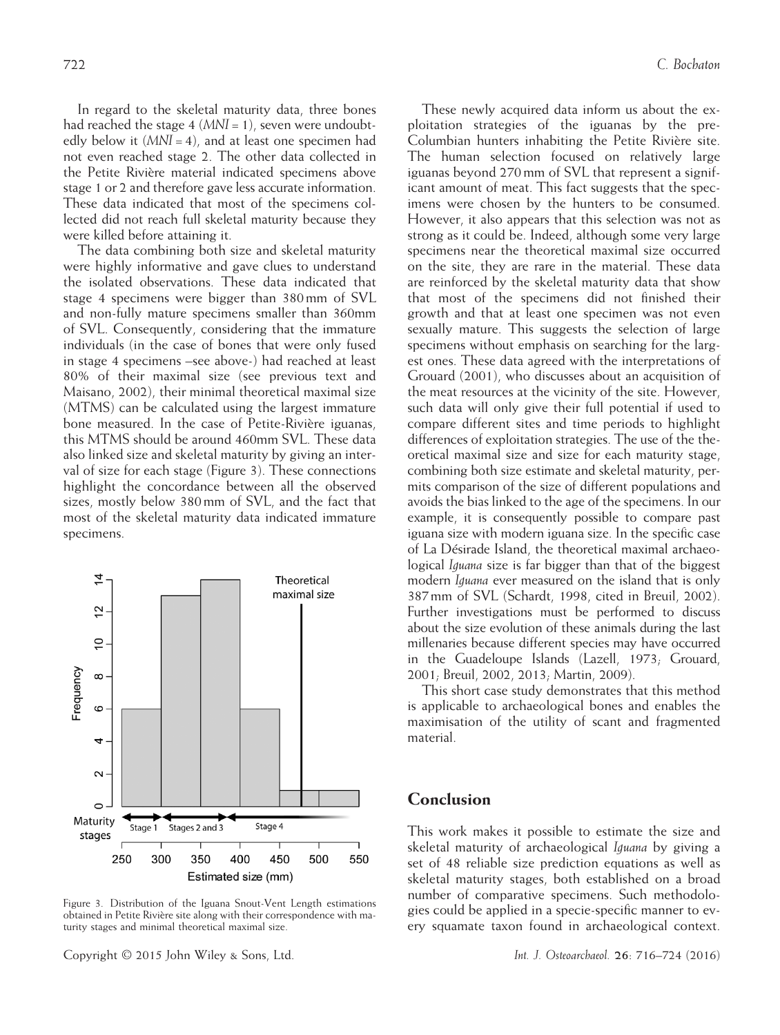In regard to the skeletal maturity data, three bones had reached the stage 4 (*MNI* = 1), seven were undoubtedly below it (*MNI* = 4), and at least one specimen had not even reached stage 2. The other data collected in the Petite Rivière material indicated specimens above stage 1 or 2 and therefore gave less accurate information. These data indicated that most of the specimens collected did not reach full skeletal maturity because they were killed before attaining it.

The data combining both size and skeletal maturity were highly informative and gave clues to understand the isolated observations. These data indicated that stage 4 specimens were bigger than 380 mm of SVL and non-fully mature specimens smaller than 360mm of SVL. Consequently, considering that the immature individuals (in the case of bones that were only fused in stage 4 specimens –see above-) had reached at least 80% of their maximal size (see previous text and Maisano, 2002), their minimal theoretical maximal size (MTMS) can be calculated using the largest immature bone measured. In the case of Petite-Rivière iguanas, this MTMS should be around 460mm SVL. These data also linked size and skeletal maturity by giving an interval of size for each stage (Figure 3). These connections highlight the concordance between all the observed sizes, mostly below 380 mm of SVL, and the fact that most of the skeletal maturity data indicated immature specimens.

Figure 3. Distribution of the Iguana Snout-Vent Length estimations obtained in Petite Rivière site along with their correspondence with maturity stages and minimal theoretical maximal size.

These newly acquired data inform us about the exploitation strategies of the iguanas by the pre-Columbian hunters inhabiting the Petite Rivière site. The human selection focused on relatively large iguanas beyond 270 mm of SVL that represent a significant amount of meat. This fact suggests that the specimens were chosen by the hunters to be consumed. However, it also appears that this selection was not as strong as it could be. Indeed, although some very large specimens near the theoretical maximal size occurred on the site, they are rare in the material. These data are reinforced by the skeletal maturity data that show that most of the specimens did not finished their growth and that at least one specimen was not even sexually mature. This suggests the selection of large specimens without emphasis on searching for the largest ones. These data agreed with the interpretations of Grouard (2001), who discusses about an acquisition of the meat resources at the vicinity of the site. However, such data will only give their full potential if used to compare different sites and time periods to highlight differences of exploitation strategies. The use of the theoretical maximal size and size for each maturity stage, combining both size estimate and skeletal maturity, permits comparison of the size of different populations and avoids the bias linked to the age of the specimens. In our example, it is consequently possible to compare past iguana size with modern iguana size. In the specific case of La Désirade Island, the theoretical maximal archaeological *Iguana* size is far bigger than that of the biggest modern *Iguana* ever measured on the island that is only 387 mm of SVL (Schardt, 1998, cited in Breuil, 2002). Further investigations must be performed to discuss about the size evolution of these animals during the last millenaries because different species may have occurred in the Guadeloupe Islands (Lazell, 1973; Grouard, 2001; Breuil, 2002, 2013; Martin, 2009).

This short case study demonstrates that this method is applicable to archaeological bones and enables the maximisation of the utility of scant and fragmented material.

## Conclusion

This work makes it possible to estimate the size and skeletal maturity of archaeological *Iguana* by giving a set of 48 reliable size prediction equations as well as skeletal maturity stages, both established on a broad number of comparative specimens. Such methodologies could be applied in a specie-specific manner to every squamate taxon found in archaeological context.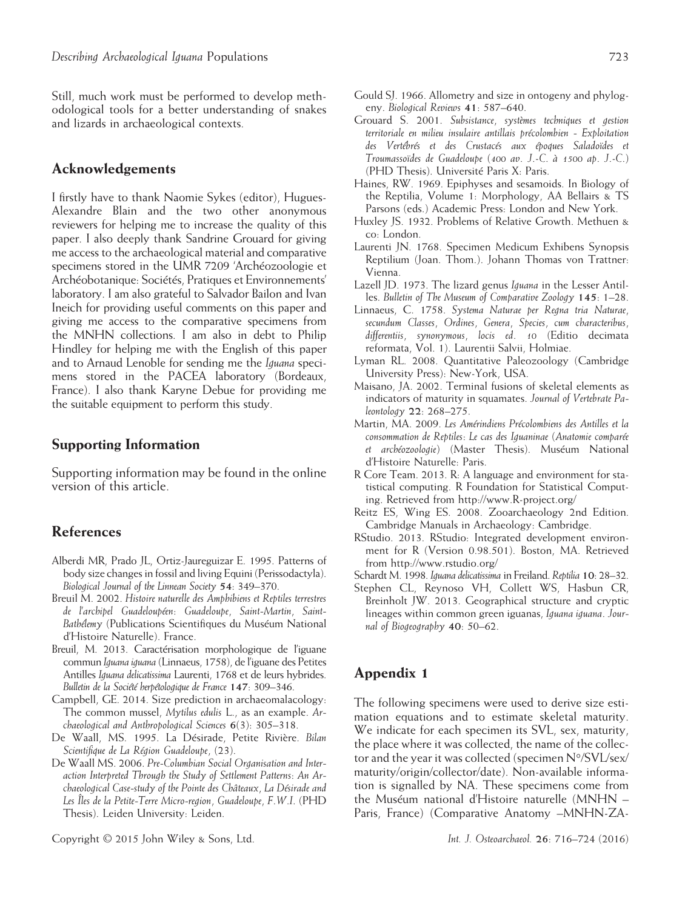Still, much work must be performed to develop methodological tools for a better understanding of snakes and lizards in archaeological contexts.

## Acknowledgements

I firstly have to thank Naomie Sykes (editor), Hugues-Alexandre Blain and the two other anonymous reviewers for helping me to increase the quality of this paper. I also deeply thank Sandrine Grouard for giving me access to the archaeological material and comparative specimens stored in the UMR 7209 'Archéozoologie et Archéobotanique: Sociétés, Pratiques et Environnements' laboratory. I am also grateful to Salvador Bailon and Ivan Ineich for providing useful comments on this paper and giving me access to the comparative specimens from the MNHN collections. I am also in debt to Philip Hindley for helping me with the English of this paper and to Arnaud Lenoble for sending me the *Iguana* specimens stored in the PACEA laboratory (Bordeaux, France). I also thank Karyne Debue for providing me the suitable equipment to perform this study.

## Supporting Information

Supporting information may be found in the online version of this article.

## References

Alberdi MR, Prado JL, Ortiz-Jaureguizar E. 1995. Patterns of body size changes in fossil and living Equini (Perissodactyla). *Biological Journal of the Linnean Society* **54**: 349–370.

Breuil M. 2002. *Histoire naturelle des Amphibiens et Reptiles terrestres de l'archipel Guadeloupéen: Guadeloupe, Saint-Martin, Saint-Bathélemy* (Publications Scientifiques du Muséum National d'Histoire Naturelle). France.

Breuil, M. 2013. Caractérisation morphologique de l'iguane commun *Iguana iguana* (Linnaeus, 1758), de l'iguane des Petites Antilles *Iguana delicatissima* Laurenti, 1768 et de leurs hybrides. *Bulletin de la Société herpétologique de France* **147**: 309–346.

Campbell, GE. 2014. Size prediction in archaeomalacology: The common mussel, *Mytilus edulis* L., as an example. *Archaeological and Anthropological Sciences* **6**(3): 305–318.

De Waall, MS. 1995. La Désirade, Petite Rivière. *Bilan Scientifique de La Région Guadeloupe*, (23).

De Waall MS. 2006. *Pre-Columbian Social Organisation and Interaction Interpreted Through the Study of Settlement Patterns: An Archaeological Case-study of the Pointe des Châteaux, La Désirade and Les Îles de la Petite-Terre Micro-region, Guadeloupe, F.W.I.* (PHD Thesis). Leiden University: Leiden.

Gould SJ. 1966. Allometry and size in ontogeny and phylogeny. *Biological Reviews* **41**: 587–640.

Grouard S. 2001. *Subsistance, systèmes techniques et gestion territoriale en milieu insulaire antillais précolombien - Exploitation des Vertébrés et des Crustacés aux époques Saladoïdes et Troumassoïdes de Guadeloupe (400 av. J.-C. à 1500 ap. J.-C.)* (PHD Thesis). Université Paris X: Paris.

Haines, RW. 1969. Epiphyses and sesamoids. In Biology of the Reptilia, Volume 1: Morphology, AA Bellairs & TS Parsons (eds.) Academic Press: London and New York.

Huxley JS. 1932. Problems of Relative Growth. Methuen & co: London.

Laurenti JN. 1768. Specimen Medicum Exhibens Synopsis Reptilium (Joan. Thom.). Johann Thomas von Trattner: Vienna.

Lazell JD. 1973. The lizard genus *Iguana* in the Lesser Antilles. *Bulletin of The Museum of Comparative Zoology* **145**: 1–28.

Linnaeus, C. 1758. *Systema Naturae per Regna tria Naturae, secundum Classes, Ordines, Genera, Species, cum characteribus, differentiis, synonymous, locis ed. 10* (Editio decimata reformata, Vol. 1). Laurentii Salvii, Holmiae.

Lyman RL. 2008. Quantitative Paleozoology (Cambridge University Press): New-York, USA.

Maisano, JA. 2002. Terminal fusions of skeletal elements as indicators of maturity in squamates. *Journal of Vertebrate Paleontology* **22**: 268–275.

Martin, MA. 2009. *Les Amérindiens Précolombiens des Antilles et la consommation de Reptiles: Le cas des Iguaninae (Anatomie comparée et archéozoologie)* (Master Thesis). Muséum National d'Histoire Naturelle: Paris.

R Core Team. 2013. R: A language and environment for statistical computing. R Foundation for Statistical Computing. Retrieved from http://www.R-project.org/

Reitz ES, Wing ES. 2008. Zooarchaeology 2nd Edition. Cambridge Manuals in Archaeology: Cambridge.

RStudio. 2013. RStudio: Integrated development environment for R (Version 0.98.501). Boston, MA. Retrieved from http://www.rstudio.org/

Schardt M. 1998. *Iguana delicatissima* in Freiland. *Reptilia* **10**: 28–32.

Stephen CL, Reynoso VH, Collett WS, Hasbun CR, Breinholt JW. 2013. Geographical structure and cryptic lineages within common green iguanas, *Iguana iguana*. *Journal of Biogeography* **40**: 50–62.

## Appendix 1

The following specimens were used to derive size estimation equations and to estimate skeletal maturity. We indicate for each specimen its SVL, sex, maturity, the place where it was collected, the name of the collector and the year it was collected (specimen N°/SVL/sex/maturity/origin/collector/date). Non-available information is signalled by NA. These specimens come from the Muséum national d'Histoire naturelle (MNHN – Paris, France) (Comparative Anatomy –MNHN-ZA-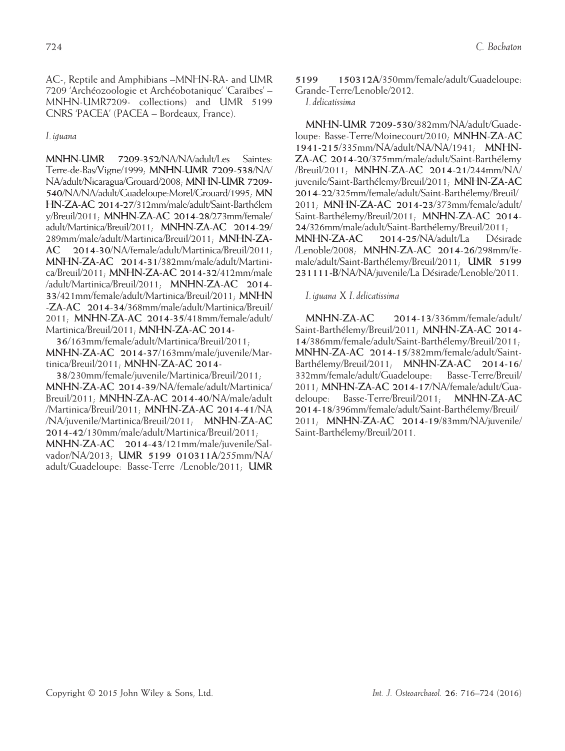AC-, Reptile and Amphibians –MNHN-RA- and UMR 7209 'Archéozoologie et Archéobotanique' 'Caraïbes' – MNHN-UMR7209- collections) and UMR 5199 CNRS 'PACEA' (PACEA – Bordeaux, France).

*I. iguana*

**MNHN-UMR 7209-352**/NA/NA/adult/Les Saintes: Terre-de-Bas/Vigne/1999; **MNHN-UMR 7209-538**/NA/NA/adult/Nicaragua/Grouard/2008; **MNHN-UMR 7209-540**/NA/NA/adult/Guadeloupe:Morel/Grouard/1995; **MNHN-ZA-AC 2014-27**/312mm/male/adult/Saint-Barthélemy/Breuil/2011; **MNHN-ZA-AC 2014-28**/273mm/female/adult/Martinica/Breuil/2011; **MNHN-ZA-AC 2014-29**/289mm/male/adult/Martinica/Breuil/2011; **MNHN-ZA-AC 2014-30**/NA/female/adult/Martinica/Breuil/2011; **MNHN-ZA-AC 2014-31**/382mm/male/adult/Martinica/Breuil/2011; **MNHN-ZA-AC 2014-32**/412mm/male/adult/Martinica/Breuil/2011; **MNHN-ZA-AC 2014-33**/421mm/female/adult/Martinica/Breuil/2011; **MNHN-ZA-AC 2014-34**/368mm/male/adult/Martinica/Breuil/2011; **MNHN-ZA-AC 2014-35**/418mm/female/adult/Martinica/Breuil/2011; **MNHN-ZA-AC 2014-36**/163mm/female/adult/Martinica/Breuil/2011; **MNHN-ZA-AC 2014-37**/163mm/male/juvenile/Martinica/Breuil/2011; **MNHN-ZA-AC 2014-38**/230mm/female/juvenile/Martinica/Breuil/2011; **MNHN-ZA-AC 2014-39**/NA/female/adult/Martinica/Breuil/2011; **MNHN-ZA-AC 2014-40**/NA/male/adult/Martinica/Breuil/2011; **MNHN-ZA-AC 2014-41**/NA/NA/juvenile/Martinica/Breuil/2011; **MNHN-ZA-AC 2014-42**/130mm/male/adult/Martinica/Breuil/2011; **MNHN-ZA-AC 2014-43**/121mm/male/juvenile/Salvador/NA/2013; **UMR 5199 010311A**/255mm/NA/adult/Guadeloupe: Basse-Terre /Lenoble/2011; **UMR 5199 150312A**/350mm/female/adult/Guadeloupe: Grande-Terre/Lenoble/2012.

*I. delicatissima*

**MNHN-UMR 7209-530**/382mm/NA/adult/Guadeloupe: Basse-Terre/Moinecourt/2010; **MNHN-ZA-AC 1941-215**/335mm/NA/adult/NA/NA/1941; **MNHN-ZA-AC 2014-20**/375mm/male/adult/Saint-Barthélemy/Breuil/2011; **MNHN-ZA-AC 2014-21**/244mm/NA/juvenile/Saint-Barthélemy/Breuil/2011; **MNHN-ZA-AC 2014-22**/325mm/female/adult/Saint-Barthélemy/Breuil/2011; **MNHN-ZA-AC 2014-23**/373mm/female/adult/Saint-Barthélemy/Breuil/2011; **MNHN-ZA-AC 2014-24**/326mm/male/adult/Saint-Barthélemy/Breuil/2011; **MNHN-ZA-AC 2014-25**/NA/adult/La Désirade/Lenoble/2008; **MNHN-ZA-AC 2014-26**/298mm/female/adult/Saint-Barthélemy/Breuil/2011; **UMR 5199 231111-B**/NA/NA/juvenile/La Désirade/Lenoble/2011.

*I. iguana X I. delicatissima*

**MNHN-ZA-AC 2014-13**/336mm/female/adult/Saint-Barthélemy/Breuil/2011; **MNHN-ZA-AC 2014-14**/386mm/female/adult/Saint-Barthélemy/Breuil/2011; **MNHN-ZA-AC 2014-15**/382mm/female/adult/Saint-Barthélemy/Breuil/2011; **MNHN-ZA-AC 2014-16**/332mm/female/adult/Guadeloupe: Basse-Terre/Breuil/2011; **MNHN-ZA-AC 2014-17**/NA/female/adult/Guadeloupe: Basse-Terre/Breuil/2011; **MNHN-ZA-AC 2014-18**/396mm/female/adult/Saint-Barthélemy/Breuil/2011; **MNHN-ZA-AC 2014-19**/83mm/NA/juvenile/Saint-Barthélemy/Breuil/2011.

Copyright © 2015 John Wiley & Sons, Ltd.